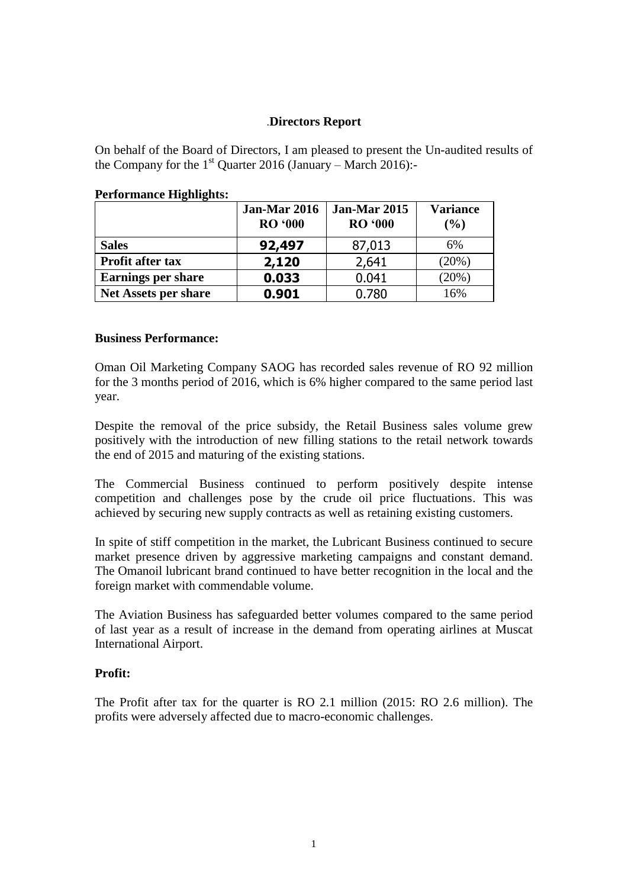# .Directors Report

On behalf of the Board of Directors, I am pleased to present the Un-audited results of the Company for the 1st Quarter 2016 (January – March 2016):-

**Performance Highlights:**

| | Jan-Mar 2016 RO '000 | Jan-Mar 2015 RO '000 | Variance (%) |
|---|---|---|---|
| **Sales** | **92,497** | 87,013 | 6% |
| **Profit after tax** | **2,120** | 2,641 | (20%) |
| **Earnings per share** | **0.033** | 0.041 | (20%) |
| **Net Assets per share** | **0.901** | 0.780 | 16% |

**Business Performance:**

Oman Oil Marketing Company SAOG has recorded sales revenue of RO 92 million for the 3 months period of 2016, which is 6% higher compared to the same period last year.

Despite the removal of the price subsidy, the Retail Business sales volume grew positively with the introduction of new filling stations to the retail network towards the end of 2015 and maturing of the existing stations.

The Commercial Business continued to perform positively despite intense competition and challenges pose by the crude oil price fluctuations. This was achieved by securing new supply contracts as well as retaining existing customers.

In spite of stiff competition in the market, the Lubricant Business continued to secure market presence driven by aggressive marketing campaigns and constant demand. The Omanoil lubricant brand continued to have better recognition in the local and the foreign market with commendable volume.

The Aviation Business has safeguarded better volumes compared to the same period of last year as a result of increase in the demand from operating airlines at Muscat International Airport.

**Profit:**

The Profit after tax for the quarter is RO 2.1 million (2015: RO 2.6 million). The profits were adversely affected due to macro-economic challenges.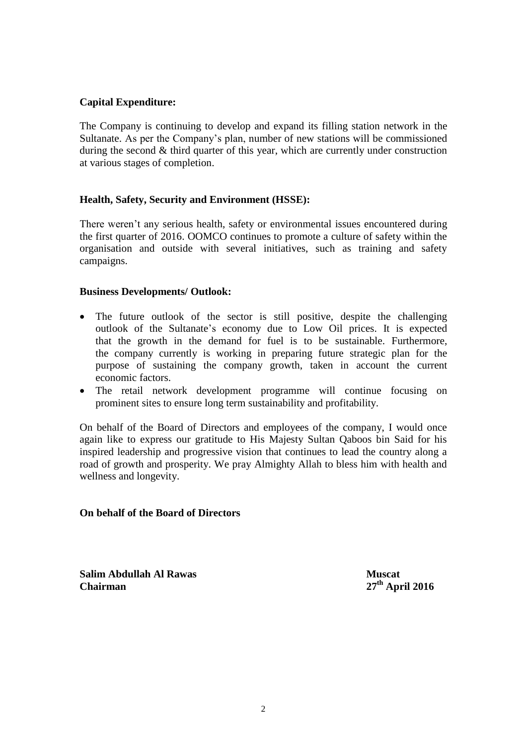**Capital Expenditure:**

The Company is continuing to develop and expand its filling station network in the Sultanate. As per the Company's plan, number of new stations will be commissioned during the second & third quarter of this year, which are currently under construction at various stages of completion.

**Health, Safety, Security and Environment (HSSE):**

There weren't any serious health, safety or environmental issues encountered during the first quarter of 2016. OOMCO continues to promote a culture of safety within the organisation and outside with several initiatives, such as training and safety campaigns.

**Business Developments/ Outlook:**

- The future outlook of the sector is still positive, despite the challenging outlook of the Sultanate's economy due to Low Oil prices. It is expected that the growth in the demand for fuel is to be sustainable. Furthermore, the company currently is working in preparing future strategic plan for the purpose of sustaining the company growth, taken in account the current economic factors.
- The retail network development programme will continue focusing on prominent sites to ensure long term sustainability and profitability.

On behalf of the Board of Directors and employees of the company, I would once again like to express our gratitude to His Majesty Sultan Qaboos bin Said for his inspired leadership and progressive vision that continues to lead the country along a road of growth and prosperity. We pray Almighty Allah to bless him with health and wellness and longevity.

**On behalf of the Board of Directors**

**Salim Abdullah Al Rawas**
**Chairman**

**Muscat**
**27th April 2016**